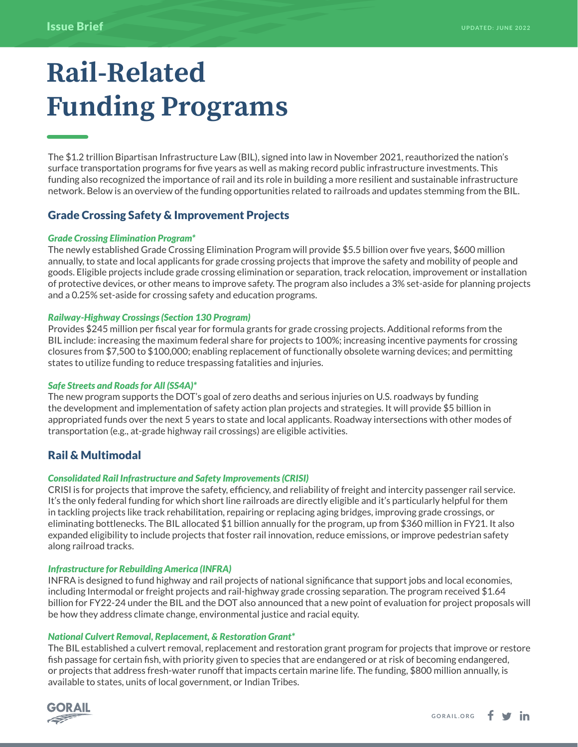Issue Brief

UPDATED: JUNE 2022

# Rail-Related Funding Programs

The $1.2 trillion Bipartisan Infrastructure Law (BIL), signed into law in November 2021, reauthorized the nation's surface transportation programs for five years as well as making record public infrastructure investments. This funding also recognized the importance of rail and its role in building a more resilient and sustainable infrastructure network. Below is an overview of the funding opportunities related to railroads and updates stemming from the BIL.

## Grade Crossing Safety & Improvement Projects

### *Grade Crossing Elimination Program**

The newly established Grade Crossing Elimination Program will provide $5.5 billion over five years, $600 million annually, to state and local applicants for grade crossing projects that improve the safety and mobility of people and goods. Eligible projects include grade crossing elimination or separation, track relocation, improvement or installation of protective devices, or other means to improve safety. The program also includes a 3% set-aside for planning projects and a 0.25% set-aside for crossing safety and education programs.

### *Railway-Highway Crossings (Section 130 Program)*

Provides $245 million per fiscal year for formula grants for grade crossing projects. Additional reforms from the BIL include: increasing the maximum federal share for projects to 100%; increasing incentive payments for crossing closures from $7,500 to $100,000; enabling replacement of functionally obsolete warning devices; and permitting states to utilize funding to reduce trespassing fatalities and injuries.

### *Safe Streets and Roads for All (SS4A)**

The new program supports the DOT's goal of zero deaths and serious injuries on U.S. roadways by funding the development and implementation of safety action plan projects and strategies. It will provide $5 billion in appropriated funds over the next 5 years to state and local applicants. Roadway intersections with other modes of transportation (e.g., at-grade highway rail crossings) are eligible activities.

## Rail & Multimodal

### *Consolidated Rail Infrastructure and Safety Improvements (CRISI)*

CRISI is for projects that improve the safety, efficiency, and reliability of freight and intercity passenger rail service. It's the only federal funding for which short line railroads are directly eligible and it's particularly helpful for them in tackling projects like track rehabilitation, repairing or replacing aging bridges, improving grade crossings, or eliminating bottlenecks. The BIL allocated $1 billion annually for the program, up from $360 million in FY21. It also expanded eligibility to include projects that foster rail innovation, reduce emissions, or improve pedestrian safety along railroad tracks.

### *Infrastructure for Rebuilding America (INFRA)*

INFRA is designed to fund highway and rail projects of national significance that support jobs and local economies, including Intermodal or freight projects and rail-highway grade crossing separation. The program received $1.64 billion for FY22-24 under the BIL and the DOT also announced that a new point of evaluation for project proposals will be how they address climate change, environmental justice and racial equity.

### *National Culvert Removal, Replacement, & Restoration Grant**

The BIL established a culvert removal, replacement and restoration grant program for projects that improve or restore fish passage for certain fish, with priority given to species that are endangered or at risk of becoming endangered, or projects that address fresh-water runoff that impacts certain marine life. The funding, $800 million annually, is available to states, units of local government, or Indian Tribes.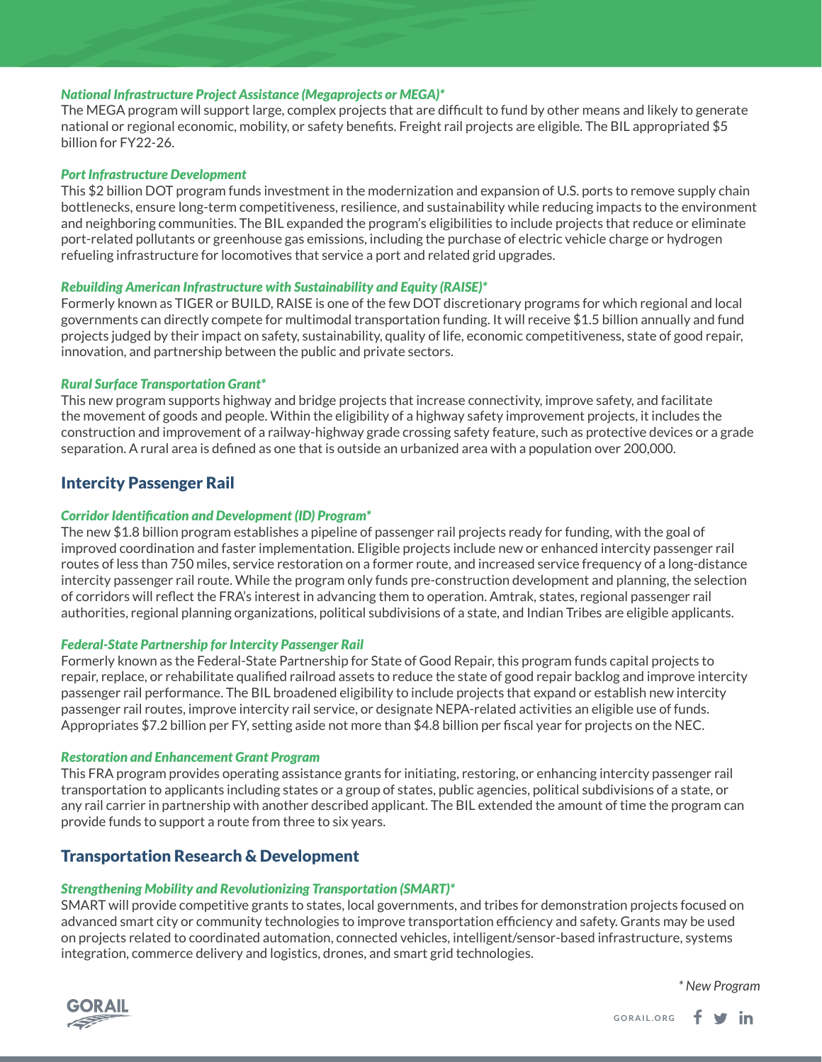*National Infrastructure Project Assistance (Megaprojects or MEGA)**

The MEGA program will support large, complex projects that are difficult to fund by other means and likely to generate national or regional economic, mobility, or safety benefits. Freight rail projects are eligible. The BIL appropriated $5 billion for FY22-26.

*Port Infrastructure Development*

This $2 billion DOT program funds investment in the modernization and expansion of U.S. ports to remove supply chain bottlenecks, ensure long-term competitiveness, resilience, and sustainability while reducing impacts to the environment and neighboring communities. The BIL expanded the program's eligibilities to include projects that reduce or eliminate port-related pollutants or greenhouse gas emissions, including the purchase of electric vehicle charge or hydrogen refueling infrastructure for locomotives that service a port and related grid upgrades.

*Rebuilding American Infrastructure with Sustainability and Equity (RAISE)**

Formerly known as TIGER or BUILD, RAISE is one of the few DOT discretionary programs for which regional and local governments can directly compete for multimodal transportation funding. It will receive $1.5 billion annually and fund projects judged by their impact on safety, sustainability, quality of life, economic competitiveness, state of good repair, innovation, and partnership between the public and private sectors.

*Rural Surface Transportation Grant**

This new program supports highway and bridge projects that increase connectivity, improve safety, and facilitate the movement of goods and people. Within the eligibility of a highway safety improvement projects, it includes the construction and improvement of a railway-highway grade crossing safety feature, such as protective devices or a grade separation. A rural area is defined as one that is outside an urbanized area with a population over 200,000.

## Intercity Passenger Rail

*Corridor Identification and Development (ID) Program**

The new $1.8 billion program establishes a pipeline of passenger rail projects ready for funding, with the goal of improved coordination and faster implementation. Eligible projects include new or enhanced intercity passenger rail routes of less than 750 miles, service restoration on a former route, and increased service frequency of a long-distance intercity passenger rail route. While the program only funds pre-construction development and planning, the selection of corridors will reflect the FRA's interest in advancing them to operation. Amtrak, states, regional passenger rail authorities, regional planning organizations, political subdivisions of a state, and Indian Tribes are eligible applicants.

*Federal-State Partnership for Intercity Passenger Rail*

Formerly known as the Federal-State Partnership for State of Good Repair, this program funds capital projects to repair, replace, or rehabilitate qualified railroad assets to reduce the state of good repair backlog and improve intercity passenger rail performance. The BIL broadened eligibility to include projects that expand or establish new intercity passenger rail routes, improve intercity rail service, or designate NEPA-related activities an eligible use of funds. Appropriates $7.2 billion per FY, setting aside not more than $4.8 billion per fiscal year for projects on the NEC.

*Restoration and Enhancement Grant Program*

This FRA program provides operating assistance grants for initiating, restoring, or enhancing intercity passenger rail transportation to applicants including states or a group of states, public agencies, political subdivisions of a state, or any rail carrier in partnership with another described applicant. The BIL extended the amount of time the program can provide funds to support a route from three to six years.

## Transportation Research & Development

*Strengthening Mobility and Revolutionizing Transportation (SMART)**

SMART will provide competitive grants to states, local governments, and tribes for demonstration projects focused on advanced smart city or community technologies to improve transportation efficiency and safety. Grants may be used on projects related to coordinated automation, connected vehicles, intelligent/sensor-based infrastructure, systems integration, commerce delivery and logistics, drones, and smart grid technologies.

*\* New Program*